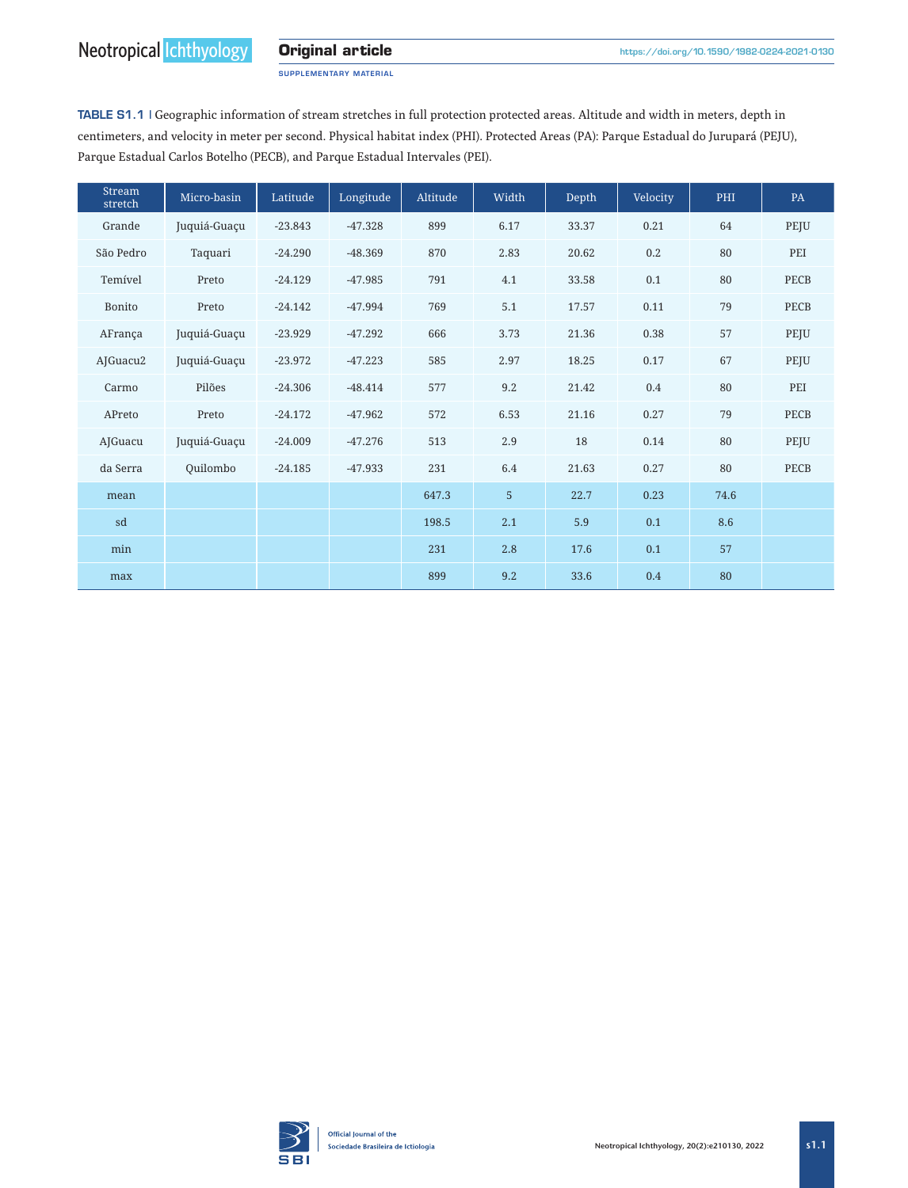**TABLE S1.1** | Geographic information of stream stretches in full protection protected areas. Altitude and width in meters, depth in centimeters, and velocity in meter per second. Physical habitat index (PHI). Protected Areas (PA): Parque Estadual do Jurupará (PEJU), Parque Estadual Carlos Botelho (PECB), and Parque Estadual Intervales (PEI).

| Stream stretch | Micro-basin | Latitude | Longitude | Altitude | Width | Depth | Velocity | PHI | PA |
|---|---|---|---|---|---|---|---|---|---|
| Grande | Juquiá-Guaçu | -23.843 | -47.328 | 899 | 6.17 | 33.37 | 0.21 | 64 | PEJU |
| São Pedro | Taquari | -24.290 | -48.369 | 870 | 2.83 | 20.62 | 0.2 | 80 | PEI |
| Temível | Preto | -24.129 | -47.985 | 791 | 4.1 | 33.58 | 0.1 | 80 | PECB |
| Bonito | Preto | -24.142 | -47.994 | 769 | 5.1 | 17.57 | 0.11 | 79 | PECB |
| AFrança | Juquiá-Guaçu | -23.929 | -47.292 | 666 | 3.73 | 21.36 | 0.38 | 57 | PEJU |
| AJGuacu2 | Juquiá-Guaçu | -23.972 | -47.223 | 585 | 2.97 | 18.25 | 0.17 | 67 | PEJU |
| Carmo | Pilões | -24.306 | -48.414 | 577 | 9.2 | 21.42 | 0.4 | 80 | PEI |
| APreto | Preto | -24.172 | -47.962 | 572 | 6.53 | 21.16 | 0.27 | 79 | PECB |
| AJGuacu | Juquiá-Guaçu | -24.009 | -47.276 | 513 | 2.9 | 18 | 0.14 | 80 | PEJU |
| da Serra | Quilombo | -24.185 | -47.933 | 231 | 6.4 | 21.63 | 0.27 | 80 | PECB |
| mean | | | | 647.3 | 5 | 22.7 | 0.23 | 74.6 | |
| sd | | | | 198.5 | 2.1 | 5.9 | 0.1 | 8.6 | |
| min | | | | 231 | 2.8 | 17.6 | 0.1 | 57 | |
| max | | | | 899 | 9.2 | 33.6 | 0.4 | 80 | |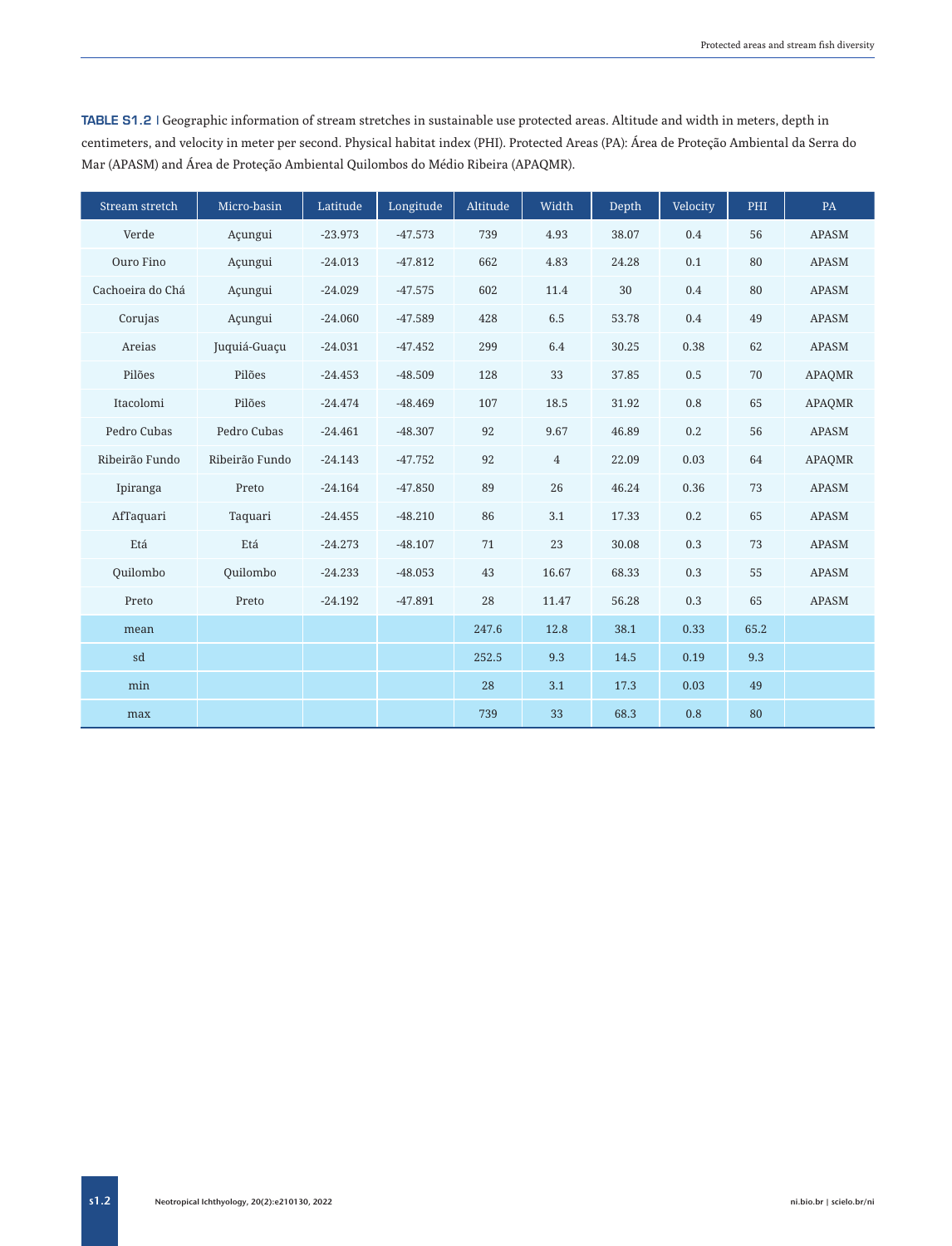**TABLE S1.2** | Geographic information of stream stretches in sustainable use protected areas. Altitude and width in meters, depth in centimeters, and velocity in meter per second. Physical habitat index (PHI). Protected Areas (PA): Área de Proteção Ambiental da Serra do Mar (APASM) and Área de Proteção Ambiental Quilombos do Médio Ribeira (APAQMR).

| Stream stretch | Micro-basin | Latitude | Longitude | Altitude | Width | Depth | Velocity | PHI | PA |
|---|---|---|---|---|---|---|---|---|---|
| Verde | Açungui | -23.973 | -47.573 | 739 | 4.93 | 38.07 | 0.4 | 56 | APASM |
| Ouro Fino | Açungui | -24.013 | -47.812 | 662 | 4.83 | 24.28 | 0.1 | 80 | APASM |
| Cachoeira do Chá | Açungui | -24.029 | -47.575 | 602 | 11.4 | 30 | 0.4 | 80 | APASM |
| Corujas | Açungui | -24.060 | -47.589 | 428 | 6.5 | 53.78 | 0.4 | 49 | APASM |
| Areias | Juquiá-Guaçu | -24.031 | -47.452 | 299 | 6.4 | 30.25 | 0.38 | 62 | APASM |
| Pilões | Pilões | -24.453 | -48.509 | 128 | 33 | 37.85 | 0.5 | 70 | APAQMR |
| Itacolomi | Pilões | -24.474 | -48.469 | 107 | 18.5 | 31.92 | 0.8 | 65 | APAQMR |
| Pedro Cubas | Pedro Cubas | -24.461 | -48.307 | 92 | 9.67 | 46.89 | 0.2 | 56 | APASM |
| Ribeirão Fundo | Ribeirão Fundo | -24.143 | -47.752 | 92 | 4 | 22.09 | 0.03 | 64 | APAQMR |
| Ipiranga | Preto | -24.164 | -47.850 | 89 | 26 | 46.24 | 0.36 | 73 | APASM |
| AfTaquari | Taquari | -24.455 | -48.210 | 86 | 3.1 | 17.33 | 0.2 | 65 | APASM |
| Etá | Etá | -24.273 | -48.107 | 71 | 23 | 30.08 | 0.3 | 73 | APASM |
| Quilombo | Quilombo | -24.233 | -48.053 | 43 | 16.67 | 68.33 | 0.3 | 55 | APASM |
| Preto | Preto | -24.192 | -47.891 | 28 | 11.47 | 56.28 | 0.3 | 65 | APASM |
| mean | | | | 247.6 | 12.8 | 38.1 | 0.33 | 65.2 | |
| sd | | | | 252.5 | 9.3 | 14.5 | 0.19 | 9.3 | |
| min | | | | 28 | 3.1 | 17.3 | 0.03 | 49 | |
| max | | | | 739 | 33 | 68.3 | 0.8 | 80 | |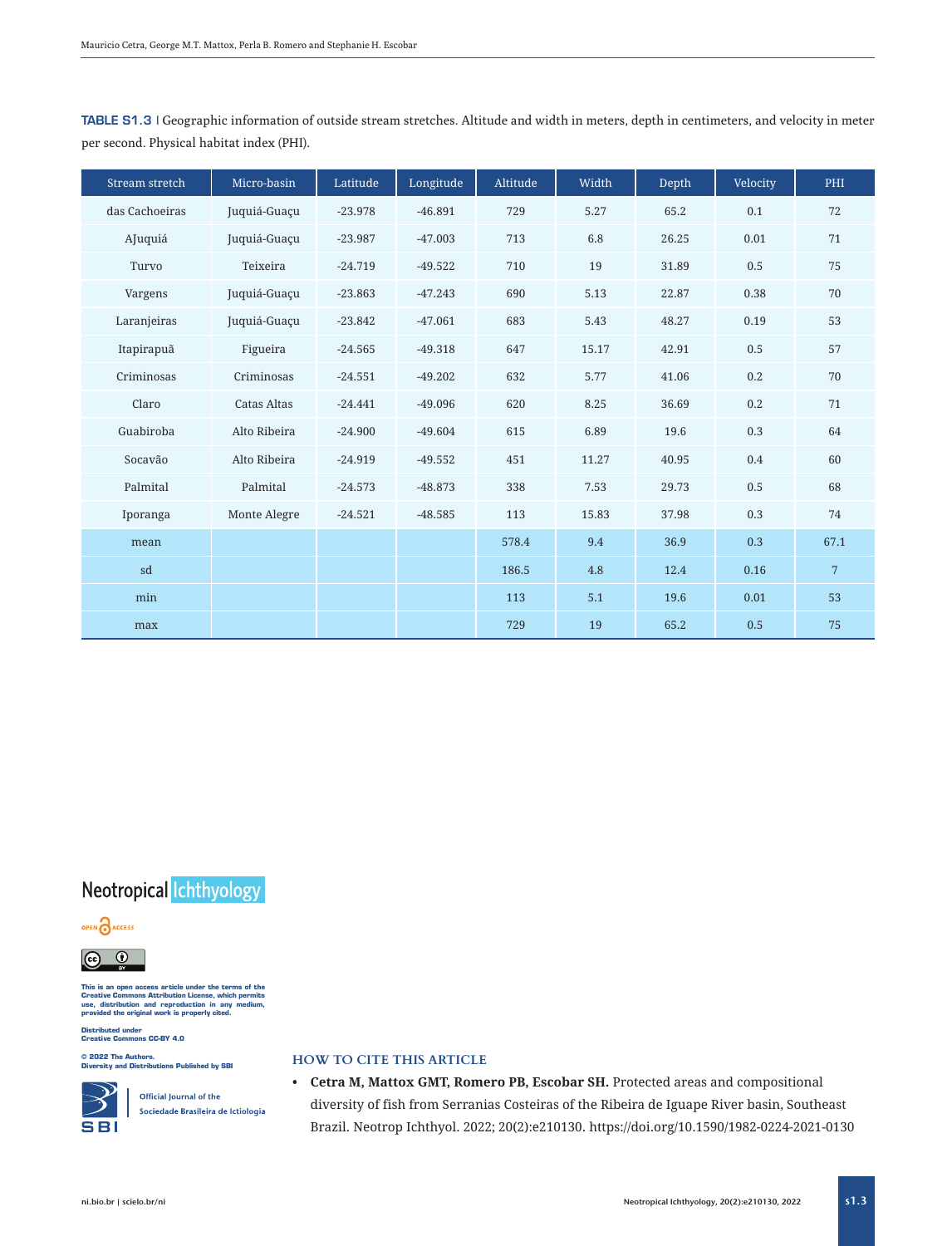**TABLE S1.3** | Geographic information of outside stream stretches. Altitude and width in meters, depth in centimeters, and velocity in meter per second. Physical habitat index (PHI).

| Stream stretch | Micro-basin | Latitude | Longitude | Altitude | Width | Depth | Velocity | PHI |
|---|---|---|---|---|---|---|---|---|
| das Cachoeiras | Juquiá-Guaçu | -23.978 | -46.891 | 729 | 5.27 | 65.2 | 0.1 | 72 |
| AJuquiá | Juquiá-Guaçu | -23.987 | -47.003 | 713 | 6.8 | 26.25 | 0.01 | 71 |
| Turvo | Teixeira | -24.719 | -49.522 | 710 | 19 | 31.89 | 0.5 | 75 |
| Vargens | Juquiá-Guaçu | -23.863 | -47.243 | 690 | 5.13 | 22.87 | 0.38 | 70 |
| Laranjeiras | Juquiá-Guaçu | -23.842 | -47.061 | 683 | 5.43 | 48.27 | 0.19 | 53 |
| Itapirapuã | Figueira | -24.565 | -49.318 | 647 | 15.17 | 42.91 | 0.5 | 57 |
| Criminosas | Criminosas | -24.551 | -49.202 | 632 | 5.77 | 41.06 | 0.2 | 70 |
| Claro | Catas Altas | -24.441 | -49.096 | 620 | 8.25 | 36.69 | 0.2 | 71 |
| Guabiroba | Alto Ribeira | -24.900 | -49.604 | 615 | 6.89 | 19.6 | 0.3 | 64 |
| Socavão | Alto Ribeira | -24.919 | -49.552 | 451 | 11.27 | 40.95 | 0.4 | 60 |
| Palmital | Palmital | -24.573 | -48.873 | 338 | 7.53 | 29.73 | 0.5 | 68 |
| Iporanga | Monte Alegre | -24.521 | -48.585 | 113 | 15.83 | 37.98 | 0.3 | 74 |
| mean | | | | 578.4 | 9.4 | 36.9 | 0.3 | 67.1 |
| sd | | | | 186.5 | 4.8 | 12.4 | 0.16 | 7 |
| min | | | | 113 | 5.1 | 19.6 | 0.01 | 53 |
| max | | | | 729 | 19 | 65.2 | 0.5 | 75 |

Neotropical Ichthyology

This is an open access article under the terms of the Creative Commons Attribution License, which permits use, distribution and reproduction in any medium, provided the original work is properly cited.

Distributed under Creative Commons CC-BY 4.0

© 2022 The Authors. Diversity and Distributions Published by SBI

Official Journal of the Sociedade Brasileira de Ictiologia

## HOW TO CITE THIS ARTICLE

- **Cetra M, Mattox GMT, Romero PB, Escobar SH.** Protected areas and compositional diversity of fish from Serranias Costeiras of the Ribeira de Iguape River basin, Southeast Brazil. Neotrop Ichthyol. 2022; 20(2):e210130. https://doi.org/10.1590/1982-0224-2021-0130